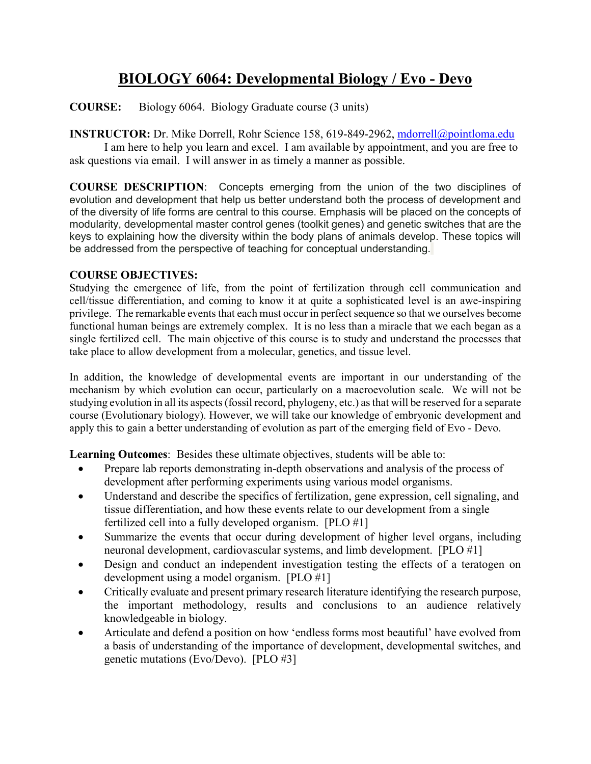# BIOLOGY 6064: Developmental Biology / Evo - Devo

**COURSE:** Biology 6064. Biology Graduate course (3 units)

**INSTRUCTOR:** Dr. Mike Dorrell, Rohr Science 158, 619-849-2962, mdorrell@pointloma.edu

I am here to help you learn and excel. I am available by appointment, and you are free to ask questions via email. I will answer in as timely a manner as possible.

**COURSE DESCRIPTION**: Concepts emerging from the union of the two disciplines of evolution and development that help us better understand both the process of development and of the diversity of life forms are central to this course. Emphasis will be placed on the concepts of modularity, developmental master control genes (toolkit genes) and genetic switches that are the keys to explaining how the diversity within the body plans of animals develop. These topics will be addressed from the perspective of teaching for conceptual understanding.

**COURSE OBJECTIVES:**

Studying the emergence of life, from the point of fertilization through cell communication and cell/tissue differentiation, and coming to know it at quite a sophisticated level is an awe-inspiring privilege. The remarkable events that each must occur in perfect sequence so that we ourselves become functional human beings are extremely complex. It is no less than a miracle that we each began as a single fertilized cell. The main objective of this course is to study and understand the processes that take place to allow development from a molecular, genetics, and tissue level.

In addition, the knowledge of developmental events are important in our understanding of the mechanism by which evolution can occur, particularly on a macroevolution scale. We will not be studying evolution in all its aspects (fossil record, phylogeny, etc.) as that will be reserved for a separate course (Evolutionary biology). However, we will take our knowledge of embryonic development and apply this to gain a better understanding of evolution as part of the emerging field of Evo - Devo.

**Learning Outcomes**: Besides these ultimate objectives, students will be able to:

- Prepare lab reports demonstrating in-depth observations and analysis of the process of development after performing experiments using various model organisms.
- Understand and describe the specifics of fertilization, gene expression, cell signaling, and tissue differentiation, and how these events relate to our development from a single fertilized cell into a fully developed organism. [PLO #1]
- Summarize the events that occur during development of higher level organs, including neuronal development, cardiovascular systems, and limb development. [PLO #1]
- Design and conduct an independent investigation testing the effects of a teratogen on development using a model organism. [PLO #1]
- Critically evaluate and present primary research literature identifying the research purpose, the important methodology, results and conclusions to an audience relatively knowledgeable in biology.
- Articulate and defend a position on how 'endless forms most beautiful' have evolved from a basis of understanding of the importance of development, developmental switches, and genetic mutations (Evo/Devo). [PLO #3]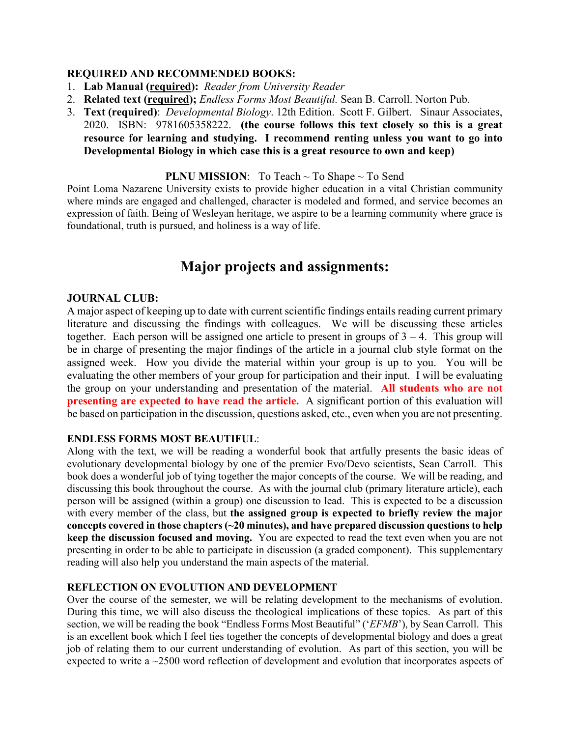**REQUIRED AND RECOMMENDED BOOKS:**

1. **Lab Manual (<u>required</u>):** *Reader from University Reader*
2. **Related text (<u>required</u>);** *Endless Forms Most Beautiful.* Sean B. Carroll. Norton Pub.
3. **Text (required)**: *Developmental Biology*. 12th Edition. Scott F. Gilbert. Sinaur Associates, 2020. ISBN: 9781605358222. **(the course follows this text closely so this is a great resource for learning and studying. I recommend renting unless you want to go into Developmental Biology in which case this is a great resource to own and keep)**

**PLNU MISSION**: To Teach ~ To Shape ~ To Send

Point Loma Nazarene University exists to provide higher education in a vital Christian community where minds are engaged and challenged, character is modeled and formed, and service becomes an expression of faith. Being of Wesleyan heritage, we aspire to be a learning community where grace is foundational, truth is pursued, and holiness is a way of life.

# Major projects and assignments:

**JOURNAL CLUB:**

A major aspect of keeping up to date with current scientific findings entails reading current primary literature and discussing the findings with colleagues. We will be discussing these articles together. Each person will be assigned one article to present in groups of 3 – 4. This group will be in charge of presenting the major findings of the article in a journal club style format on the assigned week. How you divide the material within your group is up to you. You will be evaluating the other members of your group for participation and their input. I will be evaluating the group on your understanding and presentation of the material. **All students who are not presenting are expected to have read the article.** A significant portion of this evaluation will be based on participation in the discussion, questions asked, etc., even when you are not presenting.

**ENDLESS FORMS MOST BEAUTIFUL**:

Along with the text, we will be reading a wonderful book that artfully presents the basic ideas of evolutionary developmental biology by one of the premier Evo/Devo scientists, Sean Carroll. This book does a wonderful job of tying together the major concepts of the course. We will be reading, and discussing this book throughout the course. As with the journal club (primary literature article), each person will be assigned (within a group) one discussion to lead. This is expected to be a discussion with every member of the class, but **the assigned group is expected to briefly review the major concepts covered in those chapters (~20 minutes), and have prepared discussion questions to help keep the discussion focused and moving.** You are expected to read the text even when you are not presenting in order to be able to participate in discussion (a graded component). This supplementary reading will also help you understand the main aspects of the material.

**REFLECTION ON EVOLUTION AND DEVELOPMENT**

Over the course of the semester, we will be relating development to the mechanisms of evolution. During this time, we will also discuss the theological implications of these topics. As part of this section, we will be reading the book "Endless Forms Most Beautiful" ('*EFMB*'), by Sean Carroll. This is an excellent book which I feel ties together the concepts of developmental biology and does a great job of relating them to our current understanding of evolution. As part of this section, you will be expected to write a ~2500 word reflection of development and evolution that incorporates aspects of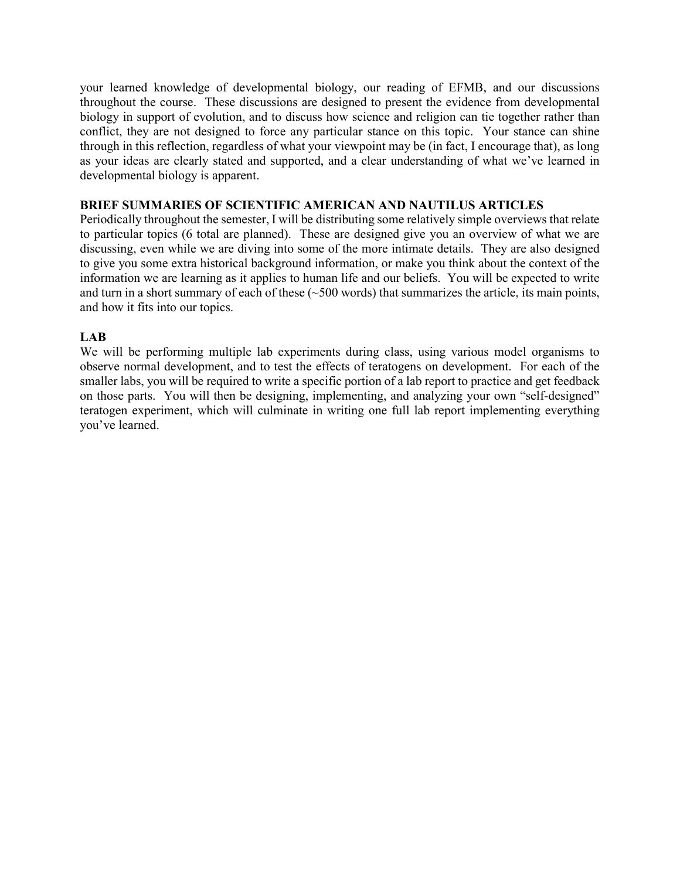your learned knowledge of developmental biology, our reading of EFMB, and our discussions throughout the course. These discussions are designed to present the evidence from developmental biology in support of evolution, and to discuss how science and religion can tie together rather than conflict, they are not designed to force any particular stance on this topic. Your stance can shine through in this reflection, regardless of what your viewpoint may be (in fact, I encourage that), as long as your ideas are clearly stated and supported, and a clear understanding of what we've learned in developmental biology is apparent.

**BRIEF SUMMARIES OF SCIENTIFIC AMERICAN AND NAUTILUS ARTICLES**

Periodically throughout the semester, I will be distributing some relatively simple overviews that relate to particular topics (6 total are planned). These are designed give you an overview of what we are discussing, even while we are diving into some of the more intimate details. They are also designed to give you some extra historical background information, or make you think about the context of the information we are learning as it applies to human life and our beliefs. You will be expected to write and turn in a short summary of each of these (~500 words) that summarizes the article, its main points, and how it fits into our topics.

**LAB**

We will be performing multiple lab experiments during class, using various model organisms to observe normal development, and to test the effects of teratogens on development. For each of the smaller labs, you will be required to write a specific portion of a lab report to practice and get feedback on those parts. You will then be designing, implementing, and analyzing your own "self-designed" teratogen experiment, which will culminate in writing one full lab report implementing everything you've learned.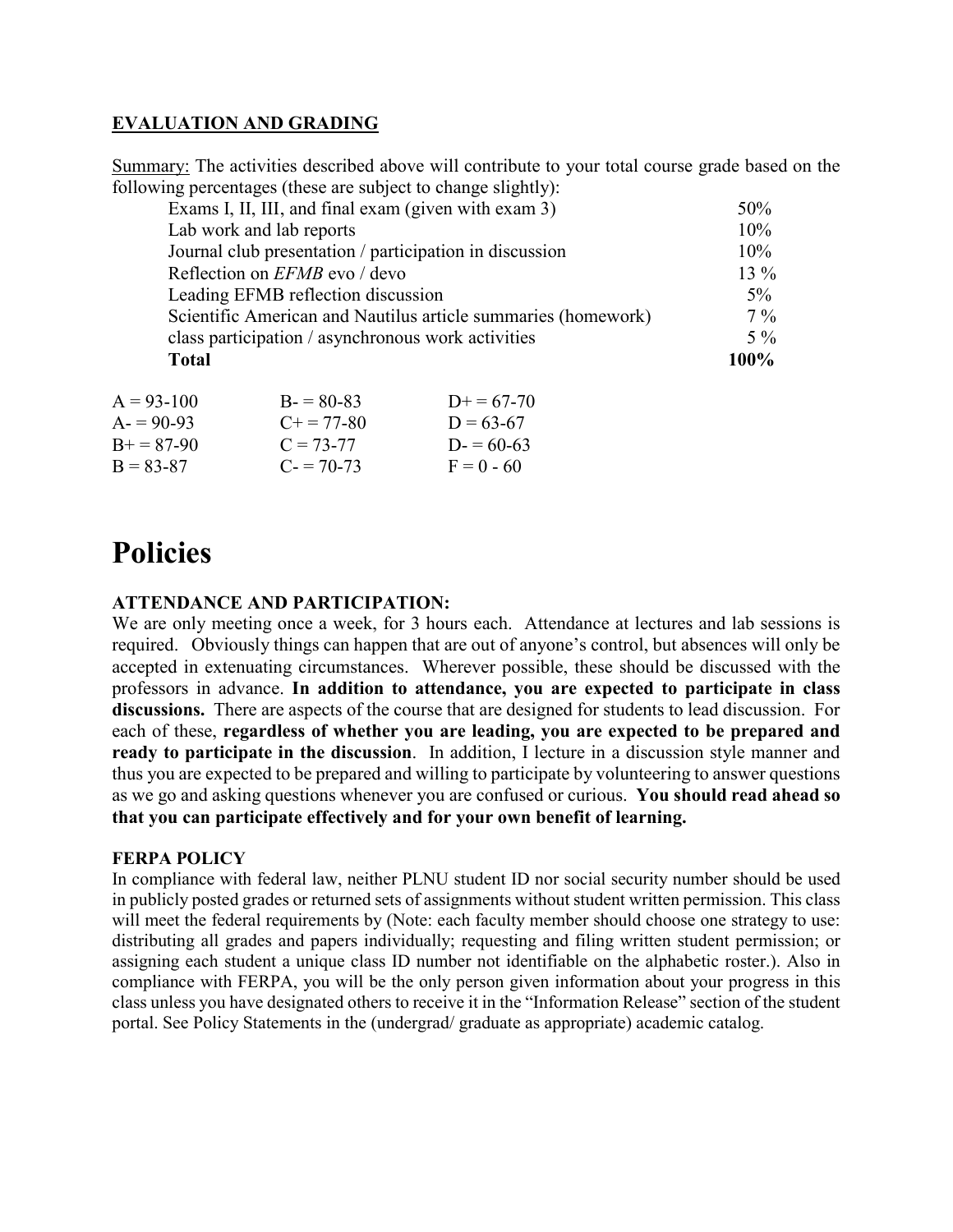### EVALUATION AND GRADING

Summary: The activities described above will contribute to your total course grade based on the following percentages (these are subject to change slightly):

| Activity | Percentage |
|---|---|
| Exams I, II, III, and final exam (given with exam 3) | 50% |
| Lab work and lab reports | 10% |
| Journal club presentation / participation in discussion | 10% |
| Reflection on *EFMB* evo / devo | 13 % |
| Leading EFMB reflection discussion | 5% |
| Scientific American and Nautilus article summaries (homework) | 7 % |
| class participation / asynchronous work activities | 5 % |
| **Total** | **100%** |

| | | |
|---|---|---|
| A = 93-100 | B- = 80-83 | D+ = 67-70 |
| A- = 90-93 | C+ = 77-80 | D = 63-67 |
| B+ = 87-90 | C = 73-77 | D- = 60-63 |
| B = 83-87 | C- = 70-73 | F = 0 - 60 |

# Policies

### ATTENDANCE AND PARTICIPATION:

We are only meeting once a week, for 3 hours each. Attendance at lectures and lab sessions is required. Obviously things can happen that are out of anyone's control, but absences will only be accepted in extenuating circumstances. Wherever possible, these should be discussed with the professors in advance. **In addition to attendance, you are expected to participate in class discussions.** There are aspects of the course that are designed for students to lead discussion. For each of these, **regardless of whether you are leading, you are expected to be prepared and ready to participate in the discussion**. In addition, I lecture in a discussion style manner and thus you are expected to be prepared and willing to participate by volunteering to answer questions as we go and asking questions whenever you are confused or curious. **You should read ahead so that you can participate effectively and for your own benefit of learning.**

### FERPA POLICY

In compliance with federal law, neither PLNU student ID nor social security number should be used in publicly posted grades or returned sets of assignments without student written permission. This class will meet the federal requirements by (Note: each faculty member should choose one strategy to use: distributing all grades and papers individually; requesting and filing written student permission; or assigning each student a unique class ID number not identifiable on the alphabetic roster.). Also in compliance with FERPA, you will be the only person given information about your progress in this class unless you have designated others to receive it in the "Information Release" section of the student portal. See Policy Statements in the (undergrad/ graduate as appropriate) academic catalog.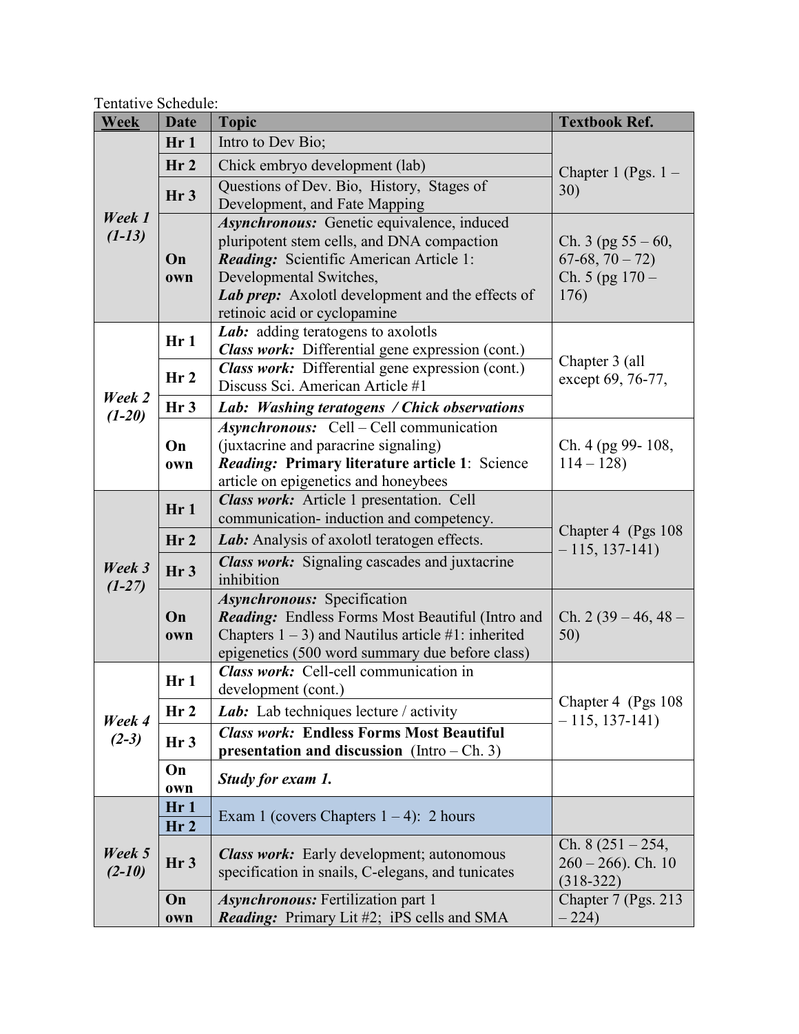Tentative Schedule:

| Week | Date | Topic | Textbook Ref. |
|---|---|---|---|
| ***Week 1 (1-13)*** | **Hr 1** | Intro to Dev Bio; | Chapter 1 (Pgs. 1 – 30) |
| | **Hr 2** | Chick embryo development (lab) | |
| | **Hr 3** | Questions of Dev. Bio, History, Stages of Development, and Fate Mapping | |
| | **On own** | ***Asynchronous:*** Genetic equivalence, induced pluripotent stem cells, and DNA compaction<br>***Reading:*** Scientific American Article 1: Developmental Switches,<br>***Lab prep:*** Axolotl development and the effects of retinoic acid or cyclopamine | Ch. 3 (pg 55 – 60, 67-68, 70 – 72)<br>Ch. 5 (pg 170 – 176) |
| ***Week 2 (1-20)*** | **Hr 1** | ***Lab:*** adding teratogens to axolotls<br>***Class work:*** Differential gene expression (cont.) | Chapter 3 (all except 69, 76-77, |
| | **Hr 2** | ***Class work:*** Differential gene expression (cont.)<br>Discuss Sci. American Article #1 | |
| | **Hr 3** | ***Lab: Washing teratogens / Chick observations*** | |
| | **On own** | ***Asynchronous:*** Cell – Cell communication (juxtacrine and paracrine signaling)<br>***Reading:*** **Primary literature article 1**: Science article on epigenetics and honeybees | Ch. 4 (pg 99- 108, 114 – 128) |
| ***Week 3 (1-27)*** | **Hr 1** | ***Class work:*** Article 1 presentation. Cell communication- induction and competency. | Chapter 4 (Pgs 108 – 115, 137-141) |
| | **Hr 2** | ***Lab:*** Analysis of axolotl teratogen effects. | |
| | **Hr 3** | ***Class work:*** Signaling cascades and juxtacrine inhibition | |
| | **On own** | ***Asynchronous:*** Specification<br>***Reading:*** Endless Forms Most Beautiful (Intro and Chapters 1 – 3) and Nautilus article #1: inherited epigenetics (500 word summary due before class) | Ch. 2 (39 – 46, 48 – 50) |
| ***Week 4 (2-3)*** | **Hr 1** | ***Class work:*** Cell-cell communication in development (cont.) | Chapter 4 (Pgs 108 – 115, 137-141) |
| | **Hr 2** | ***Lab:*** Lab techniques lecture / activity | |
| | **Hr 3** | ***Class work:* Endless Forms Most Beautiful presentation and discussion** (Intro – Ch. 3) | |
| | **On own** | ***Study for exam 1.*** | |
| ***Week 5 (2-10)*** | **Hr 1**<br>**Hr 2** | Exam 1 (covers Chapters 1 – 4): 2 hours | |
| | **Hr 3** | ***Class work:*** Early development; autonomous specification in snails, C-elegans, and tunicates | Ch. 8 (251 – 254, 260 – 266). Ch. 10 (318-322) |
| | **On own** | ***Asynchronous:*** Fertilization part 1<br>***Reading:*** Primary Lit #2; iPS cells and SMA | Chapter 7 (Pgs. 213 – 224) |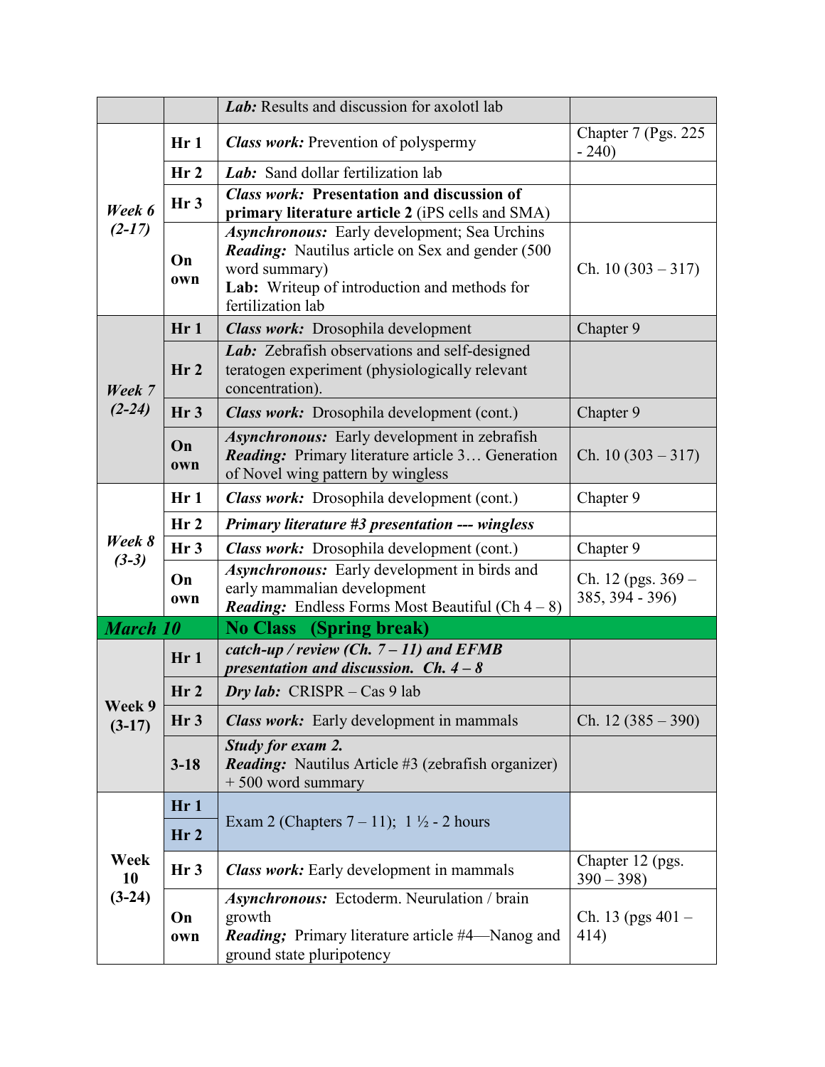| | | | |
|---|---|---|---|
| | | ***Lab:*** Results and discussion for axolotl lab | |
| ***Week 6 (2-17)*** | **Hr 1** | ***Class work:*** Prevention of polyspermy | Chapter 7 (Pgs. 225 - 240) |
| | **Hr 2** | ***Lab:*** Sand dollar fertilization lab | |
| | **Hr 3** | ***Class work:*** **Presentation and discussion of primary literature article 2** (iPS cells and SMA) | |
| | **On own** | ***Asynchronous:*** Early development; Sea Urchins<br>***Reading:*** Nautilus article on Sex and gender (500 word summary)<br>**Lab:** Writeup of introduction and methods for fertilization lab | Ch. 10 (303 – 317) |
| ***Week 7 (2-24)*** | **Hr 1** | ***Class work:*** Drosophila development | Chapter 9 |
| | **Hr 2** | ***Lab:*** Zebrafish observations and self-designed teratogen experiment (physiologically relevant concentration). | |
| | **Hr 3** | ***Class work:*** Drosophila development (cont.) | Chapter 9 |
| | **On own** | ***Asynchronous:*** Early development in zebrafish<br>***Reading:*** Primary literature article 3… Generation of Novel wing pattern by wingless | Ch. 10 (303 – 317) |
| ***Week 8 (3-3)*** | **Hr 1** | ***Class work:*** Drosophila development (cont.) | Chapter 9 |
| | **Hr 2** | ***Primary literature #3 presentation --- wingless*** | |
| | **Hr 3** | ***Class work:*** Drosophila development (cont.) | Chapter 9 |
| | **On own** | ***Asynchronous:*** Early development in birds and early mammalian development<br>***Reading:*** Endless Forms Most Beautiful (Ch 4 – 8) | Ch. 12 (pgs. 369 – 385, 394 - 396) |
| ***March 10*** | | **No Class (Spring break)** | |
| **Week 9 (3-17)** | **Hr 1** | ***catch-up / review (Ch. 7 – 11) and EFMB presentation and discussion. Ch. 4 – 8*** | |
| | **Hr 2** | ***Dry lab:*** CRISPR – Cas 9 lab | |
| | **Hr 3** | ***Class work:*** Early development in mammals | Ch. 12 (385 – 390) |
| | **3-18** | ***Study for exam 2.***<br>***Reading:*** Nautilus Article #3 (zebrafish organizer) + 500 word summary | |
| **Week 10 (3-24)** | **Hr 1** | Exam 2 (Chapters 7 – 11); 1 ½ - 2 hours | |
| | **Hr 2** | | |
| | **Hr 3** | ***Class work:*** Early development in mammals | Chapter 12 (pgs. 390 – 398) |
| | **On own** | ***Asynchronous:*** Ectoderm. Neurulation / brain growth<br>***Reading;*** Primary literature article #4—Nanog and ground state pluripotency | Ch. 13 (pgs 401 – 414) |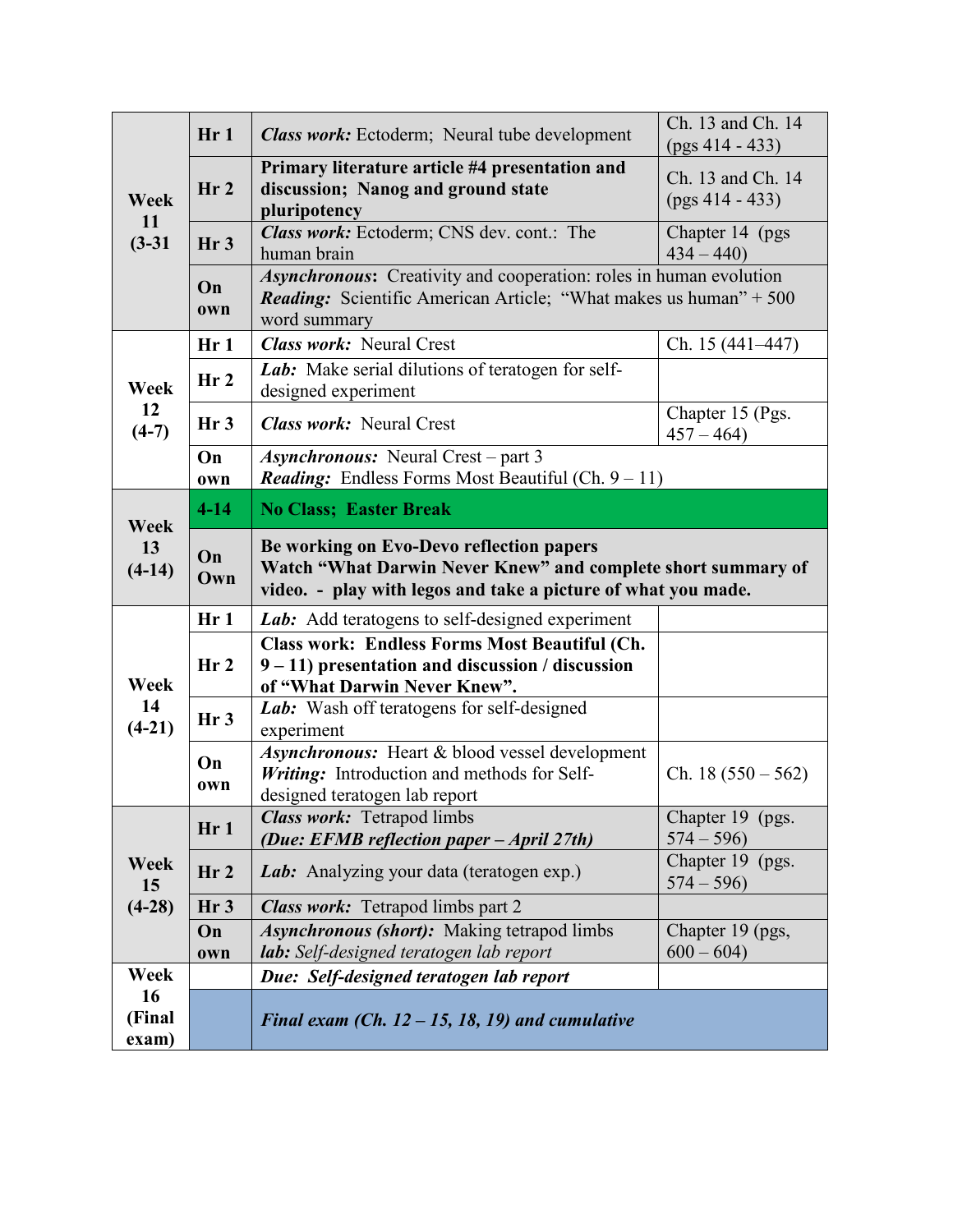| | | | |
|---|---|---|---|
| **Week 11 (3-31** | **Hr 1** | ***Class work:*** Ectoderm; Neural tube development | Ch. 13 and Ch. 14 (pgs 414 - 433) |
| | **Hr 2** | **Primary literature article #4 presentation and discussion; Nanog and ground state pluripotency** | Ch. 13 and Ch. 14 (pgs 414 - 433) |
| | **Hr 3** | ***Class work:*** Ectoderm; CNS dev. cont.: The human brain | Chapter 14 (pgs 434 – 440) |
| | **On own** | ***Asynchronous*:** Creativity and cooperation: roles in human evolution ***Reading:*** Scientific American Article; "What makes us human" + 500 word summary | |
| **Week 12 (4-7)** | **Hr 1** | ***Class work:*** Neural Crest | Ch. 15 (441–447) |
| | **Hr 2** | ***Lab:*** Make serial dilutions of teratogen for self-designed experiment | |
| | **Hr 3** | ***Class work:*** Neural Crest | Chapter 15 (Pgs. 457 – 464) |
| | **On own** | ***Asynchronous:*** Neural Crest – part 3 ***Reading:*** Endless Forms Most Beautiful (Ch. 9 – 11) | |
| **Week 13 (4-14)** | **4-14** | **No Class; Easter Break** | |
| | **On Own** | **Be working on Evo-Devo reflection papers Watch "What Darwin Never Knew" and complete short summary of video. - play with legos and take a picture of what you made.** | |
| **Week 14 (4-21)** | **Hr 1** | ***Lab:*** Add teratogens to self-designed experiment | |
| | **Hr 2** | **Class work: Endless Forms Most Beautiful (Ch. 9 – 11) presentation and discussion / discussion of "What Darwin Never Knew".** | |
| | **Hr 3** | ***Lab:*** Wash off teratogens for self-designed experiment | |
| | **On own** | ***Asynchronous:*** Heart & blood vessel development ***Writing:*** Introduction and methods for Self-designed teratogen lab report | Ch. 18 (550 – 562) |
| **Week 15 (4-28)** | **Hr 1** | ***Class work:*** Tetrapod limbs ***(Due: EFMB reflection paper – April 27th)*** | Chapter 19 (pgs. 574 – 596) |
| | **Hr 2** | ***Lab:*** Analyzing your data (teratogen exp.) | Chapter 19 (pgs. 574 – 596) |
| | **Hr 3** | ***Class work:*** Tetrapod limbs part 2 | |
| | **On own** | ***Asynchronous (short):*** Making tetrapod limbs ***lab:*** *Self-designed teratogen lab report* | Chapter 19 (pgs, 600 – 604) |
| **Week 16 (Final exam)** | | ***Due: Self-designed teratogen lab report*** | |
| | | ***Final exam (Ch. 12 – 15, 18, 19) and cumulative*** | |